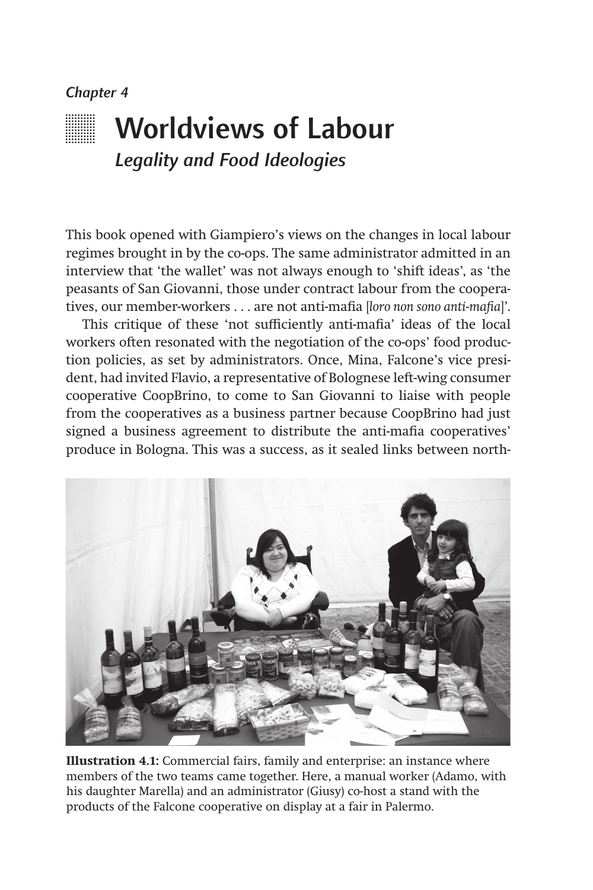*Chapter 4*

# Worldviews of Labour

## *Legality and Food Ideologies*

This book opened with Giampiero's views on the changes in local labour regimes brought in by the co-ops. The same administrator admitted in an interview that 'the wallet' was not always enough to 'shift ideas', as 'the peasants of San Giovanni, those under contract labour from the cooperatives, our member-workers . . . are not anti-mafia [*loro non sono anti-mafia*]'.

This critique of these 'not sufficiently anti-mafia' ideas of the local workers often resonated with the negotiation of the co-ops' food production policies, as set by administrators. Once, Mina, Falcone's vice president, had invited Flavio, a representative of Bolognese left-wing consumer cooperative CoopBrino, to come to San Giovanni to liaise with people from the cooperatives as a business partner because CoopBrino had just signed a business agreement to distribute the anti-mafia cooperatives' produce in Bologna. This was a success, as it sealed links between north-

**Illustration 4.1:** Commercial fairs, family and enterprise: an instance where members of the two teams came together. Here, a manual worker (Adamo, with his daughter Marella) and an administrator (Giusy) co-host a stand with the products of the Falcone cooperative on display at a fair in Palermo.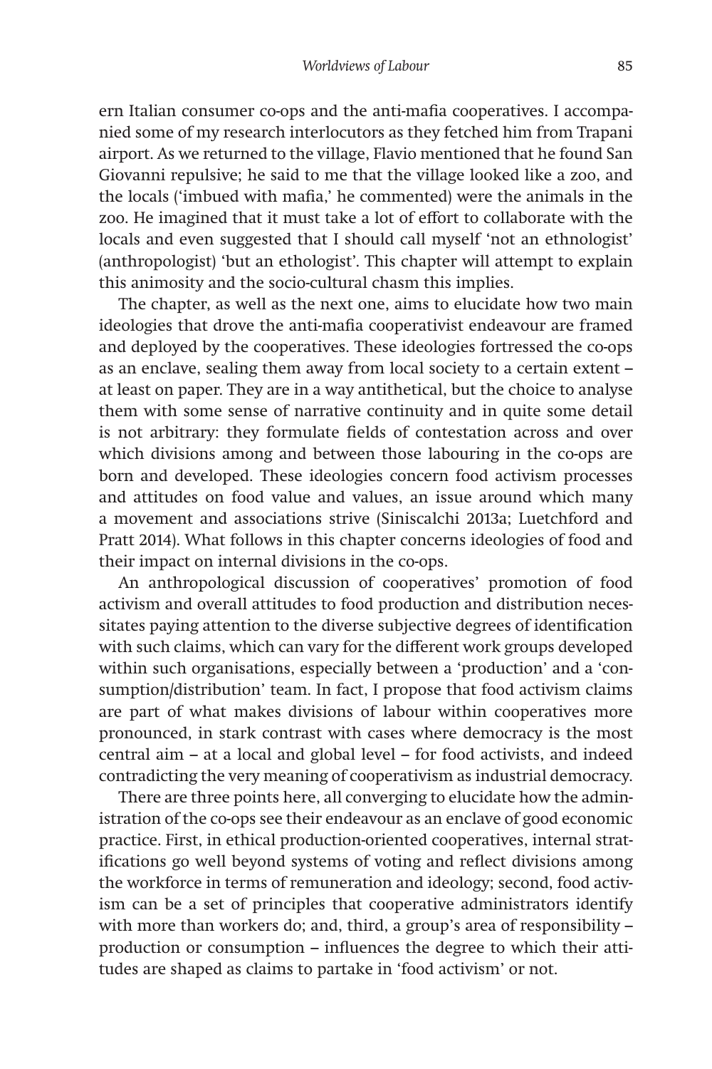ern Italian consumer co-ops and the anti-mafia cooperatives. I accompanied some of my research interlocutors as they fetched him from Trapani airport. As we returned to the village, Flavio mentioned that he found San Giovanni repulsive; he said to me that the village looked like a zoo, and the locals ('imbued with mafia,' he commented) were the animals in the zoo. He imagined that it must take a lot of effort to collaborate with the locals and even suggested that I should call myself 'not an ethnologist' (anthropologist) 'but an ethologist'. This chapter will attempt to explain this animosity and the socio-cultural chasm this implies.

The chapter, as well as the next one, aims to elucidate how two main ideologies that drove the anti-mafia cooperativist endeavour are framed and deployed by the cooperatives. These ideologies fortressed the co-ops as an enclave, sealing them away from local society to a certain extent – at least on paper. They are in a way antithetical, but the choice to analyse them with some sense of narrative continuity and in quite some detail is not arbitrary: they formulate fields of contestation across and over which divisions among and between those labouring in the co-ops are born and developed. These ideologies concern food activism processes and attitudes on food value and values, an issue around which many a movement and associations strive (Siniscalchi 2013a; Luetchford and Pratt 2014). What follows in this chapter concerns ideologies of food and their impact on internal divisions in the co-ops.

An anthropological discussion of cooperatives' promotion of food activism and overall attitudes to food production and distribution necessitates paying attention to the diverse subjective degrees of identification with such claims, which can vary for the different work groups developed within such organisations, especially between a 'production' and a 'consumption/distribution' team. In fact, I propose that food activism claims are part of what makes divisions of labour within cooperatives more pronounced, in stark contrast with cases where democracy is the most central aim – at a local and global level – for food activists, and indeed contradicting the very meaning of cooperativism as industrial democracy.

There are three points here, all converging to elucidate how the administration of the co-ops see their endeavour as an enclave of good economic practice. First, in ethical production-oriented cooperatives, internal stratifications go well beyond systems of voting and reflect divisions among the workforce in terms of remuneration and ideology; second, food activism can be a set of principles that cooperative administrators identify with more than workers do; and, third, a group's area of responsibility – production or consumption – influences the degree to which their attitudes are shaped as claims to partake in 'food activism' or not.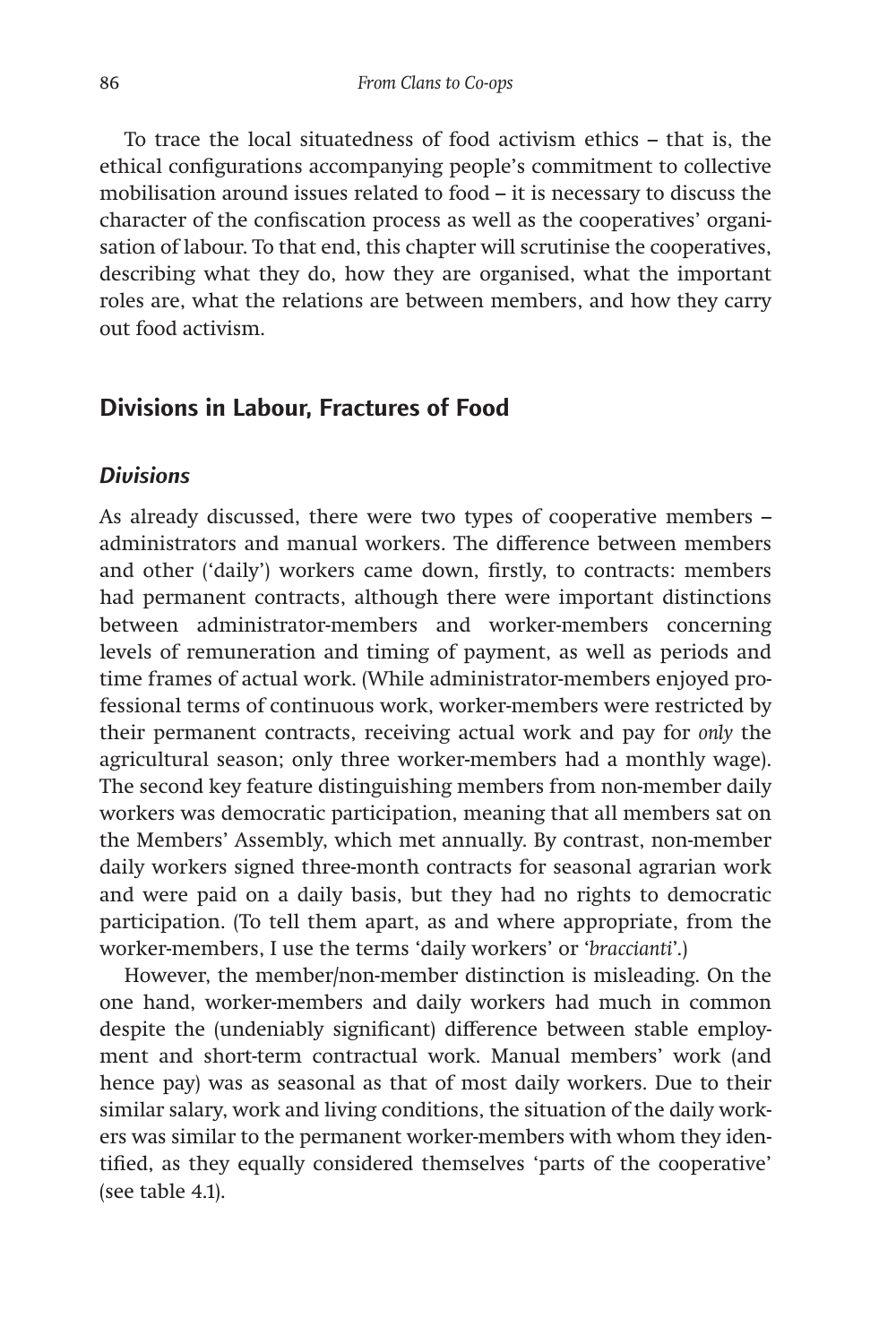To trace the local situatedness of food activism ethics – that is, the ethical configurations accompanying people's commitment to collective mobilisation around issues related to food – it is necessary to discuss the character of the confiscation process as well as the cooperatives' organisation of labour. To that end, this chapter will scrutinise the cooperatives, describing what they do, how they are organised, what the important roles are, what the relations are between members, and how they carry out food activism.

## Divisions in Labour, Fractures of Food

### *Divisions*

As already discussed, there were two types of cooperative members – administrators and manual workers. The difference between members and other ('daily') workers came down, firstly, to contracts: members had permanent contracts, although there were important distinctions between administrator-members and worker-members concerning levels of remuneration and timing of payment, as well as periods and time frames of actual work. (While administrator-members enjoyed professional terms of continuous work, worker-members were restricted by their permanent contracts, receiving actual work and pay for *only* the agricultural season; only three worker-members had a monthly wage). The second key feature distinguishing members from non-member daily workers was democratic participation, meaning that all members sat on the Members' Assembly, which met annually. By contrast, non-member daily workers signed three-month contracts for seasonal agrarian work and were paid on a daily basis, but they had no rights to democratic participation. (To tell them apart, as and where appropriate, from the worker-members, I use the terms 'daily workers' or '*braccianti*'.)

However, the member/non-member distinction is misleading. On the one hand, worker-members and daily workers had much in common despite the (undeniably significant) difference between stable employment and short-term contractual work. Manual members' work (and hence pay) was as seasonal as that of most daily workers. Due to their similar salary, work and living conditions, the situation of the daily workers was similar to the permanent worker-members with whom they identified, as they equally considered themselves 'parts of the cooperative' (see table 4.1).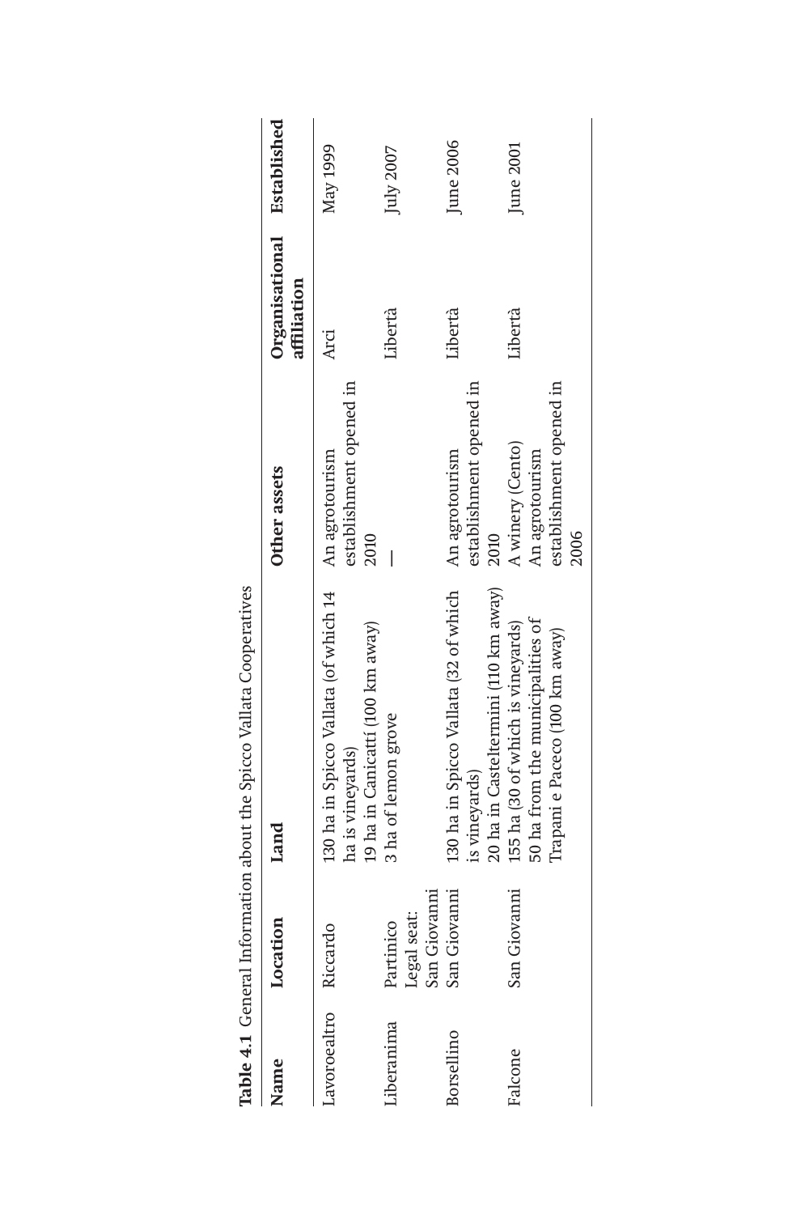**Table 4.1** General Information about the Spicco Vallata Cooperatives

| Name | Location | Land | Other assets | Organisational affiliation | Established |
|---|---|---|---|---|---|
| Lavoroealtro | Riccardo | 130 ha in Spicco Vallata (of which 14 ha is vineyards)<br>19 ha in Canicattí (100 km away) | An agrotourism establishment opened in 2010 | Arci | May 1999 |
| Liberanima | Partinico<br>Legal seat: San Giovanni | 3 ha of lemon grove | — | Libertà | July 2007 |
| Borsellino | San Giovanni | 130 ha in Spicco Vallata (32 of which is vineyards)<br>20 ha in Casteltermini (110 km away) | An agrotourism establishment opened in 2010 | Libertà | June 2006 |
| Falcone | San Giovanni | 155 ha (30 of which is vineyards)<br>50 ha from the municipalities of Trapani e Paceco (100 km away) | A winery (Cento)<br>An agrotourism establishment opened in 2006 | Libertà | June 2001 |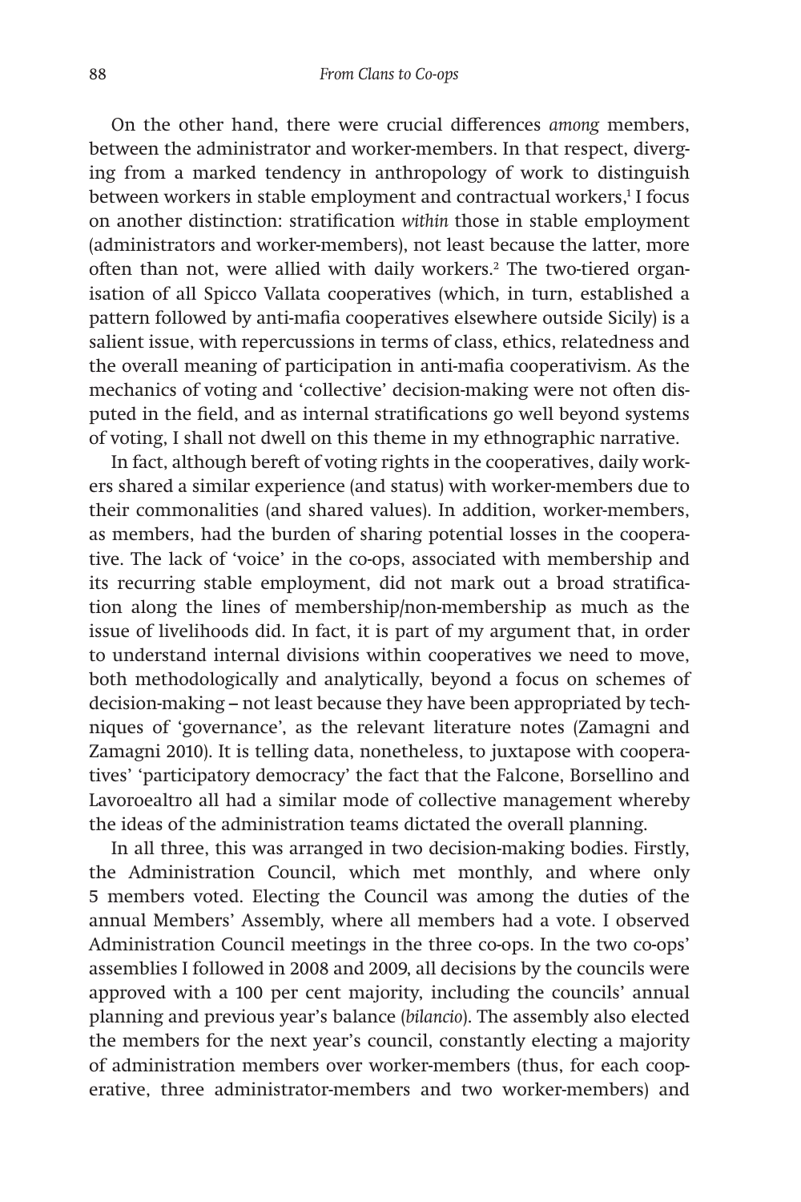On the other hand, there were crucial differences *among* members, between the administrator and worker-members. In that respect, diverging from a marked tendency in anthropology of work to distinguish between workers in stable employment and contractual workers,[1] I focus on another distinction: stratification *within* those in stable employment (administrators and worker-members), not least because the latter, more often than not, were allied with daily workers.[2] The two-tiered organisation of all Spicco Vallata cooperatives (which, in turn, established a pattern followed by anti-mafia cooperatives elsewhere outside Sicily) is a salient issue, with repercussions in terms of class, ethics, relatedness and the overall meaning of participation in anti-mafia cooperativism. As the mechanics of voting and 'collective' decision-making were not often disputed in the field, and as internal stratifications go well beyond systems of voting, I shall not dwell on this theme in my ethnographic narrative.

In fact, although bereft of voting rights in the cooperatives, daily workers shared a similar experience (and status) with worker-members due to their commonalities (and shared values). In addition, worker-members, as members, had the burden of sharing potential losses in the cooperative. The lack of 'voice' in the co-ops, associated with membership and its recurring stable employment, did not mark out a broad stratification along the lines of membership/non-membership as much as the issue of livelihoods did. In fact, it is part of my argument that, in order to understand internal divisions within cooperatives we need to move, both methodologically and analytically, beyond a focus on schemes of decision-making – not least because they have been appropriated by techniques of 'governance', as the relevant literature notes (Zamagni and Zamagni 2010). It is telling data, nonetheless, to juxtapose with cooperatives' 'participatory democracy' the fact that the Falcone, Borsellino and Lavoroealtro all had a similar mode of collective management whereby the ideas of the administration teams dictated the overall planning.

In all three, this was arranged in two decision-making bodies. Firstly, the Administration Council, which met monthly, and where only 5 members voted. Electing the Council was among the duties of the annual Members' Assembly, where all members had a vote. I observed Administration Council meetings in the three co-ops. In the two co-ops' assemblies I followed in 2008 and 2009, all decisions by the councils were approved with a 100 per cent majority, including the councils' annual planning and previous year's balance (*bilancio*). The assembly also elected the members for the next year's council, constantly electing a majority of administration members over worker-members (thus, for each cooperative, three administrator-members and two worker-members) and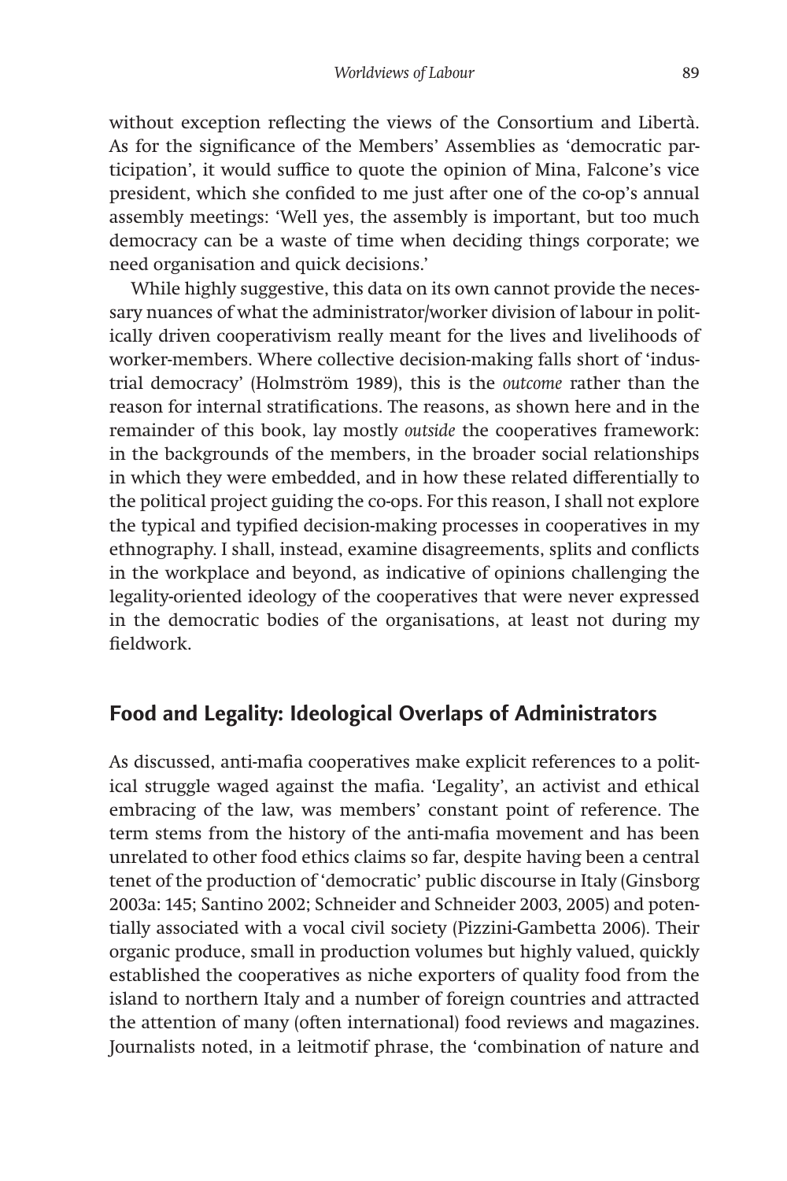without exception reflecting the views of the Consortium and Libertà. As for the significance of the Members' Assemblies as 'democratic participation', it would suffice to quote the opinion of Mina, Falcone's vice president, which she confided to me just after one of the co-op's annual assembly meetings: 'Well yes, the assembly is important, but too much democracy can be a waste of time when deciding things corporate; we need organisation and quick decisions.'

While highly suggestive, this data on its own cannot provide the necessary nuances of what the administrator/worker division of labour in politically driven cooperativism really meant for the lives and livelihoods of worker-members. Where collective decision-making falls short of 'industrial democracy' (Holmström 1989), this is the *outcome* rather than the reason for internal stratifications. The reasons, as shown here and in the remainder of this book, lay mostly *outside* the cooperatives framework: in the backgrounds of the members, in the broader social relationships in which they were embedded, and in how these related differentially to the political project guiding the co-ops. For this reason, I shall not explore the typical and typified decision-making processes in cooperatives in my ethnography. I shall, instead, examine disagreements, splits and conflicts in the workplace and beyond, as indicative of opinions challenging the legality-oriented ideology of the cooperatives that were never expressed in the democratic bodies of the organisations, at least not during my fieldwork.

## Food and Legality: Ideological Overlaps of Administrators

As discussed, anti-mafia cooperatives make explicit references to a political struggle waged against the mafia. 'Legality', an activist and ethical embracing of the law, was members' constant point of reference. The term stems from the history of the anti-mafia movement and has been unrelated to other food ethics claims so far, despite having been a central tenet of the production of 'democratic' public discourse in Italy (Ginsborg 2003a: 145; Santino 2002; Schneider and Schneider 2003, 2005) and potentially associated with a vocal civil society (Pizzini-Gambetta 2006). Their organic produce, small in production volumes but highly valued, quickly established the cooperatives as niche exporters of quality food from the island to northern Italy and a number of foreign countries and attracted the attention of many (often international) food reviews and magazines. Journalists noted, in a leitmotif phrase, the 'combination of nature and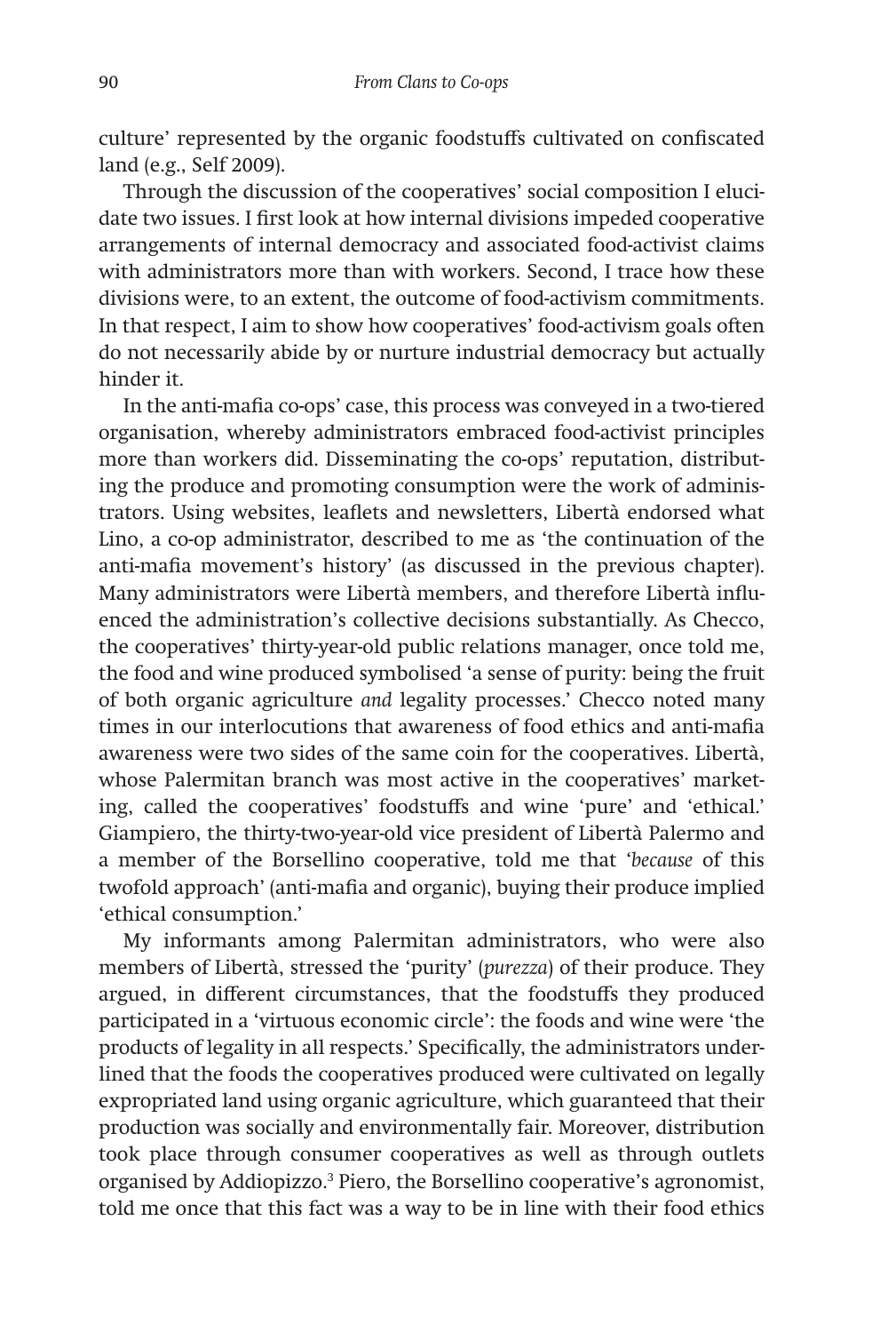culture' represented by the organic foodstuffs cultivated on confiscated land (e.g., Self 2009).

Through the discussion of the cooperatives' social composition I elucidate two issues. I first look at how internal divisions impeded cooperative arrangements of internal democracy and associated food-activist claims with administrators more than with workers. Second, I trace how these divisions were, to an extent, the outcome of food-activism commitments. In that respect, I aim to show how cooperatives' food-activism goals often do not necessarily abide by or nurture industrial democracy but actually hinder it.

In the anti-mafia co-ops' case, this process was conveyed in a two-tiered organisation, whereby administrators embraced food-activist principles more than workers did. Disseminating the co-ops' reputation, distributing the produce and promoting consumption were the work of administrators. Using websites, leaflets and newsletters, Libertà endorsed what Lino, a co-op administrator, described to me as 'the continuation of the anti-mafia movement's history' (as discussed in the previous chapter). Many administrators were Libertà members, and therefore Libertà influenced the administration's collective decisions substantially. As Checco, the cooperatives' thirty-year-old public relations manager, once told me, the food and wine produced symbolised 'a sense of purity: being the fruit of both organic agriculture *and* legality processes.' Checco noted many times in our interlocutions that awareness of food ethics and anti-mafia awareness were two sides of the same coin for the cooperatives. Libertà, whose Palermitan branch was most active in the cooperatives' marketing, called the cooperatives' foodstuffs and wine 'pure' and 'ethical.' Giampiero, the thirty-two-year-old vice president of Libertà Palermo and a member of the Borsellino cooperative, told me that '*because* of this twofold approach' (anti-mafia and organic), buying their produce implied 'ethical consumption.'

My informants among Palermitan administrators, who were also members of Libertà, stressed the 'purity' (*purezza*) of their produce. They argued, in different circumstances, that the foodstuffs they produced participated in a 'virtuous economic circle': the foods and wine were 'the products of legality in all respects.' Specifically, the administrators underlined that the foods the cooperatives produced were cultivated on legally expropriated land using organic agriculture, which guaranteed that their production was socially and environmentally fair. Moreover, distribution took place through consumer cooperatives as well as through outlets organised by Addiopizzo.[3] Piero, the Borsellino cooperative's agronomist, told me once that this fact was a way to be in line with their food ethics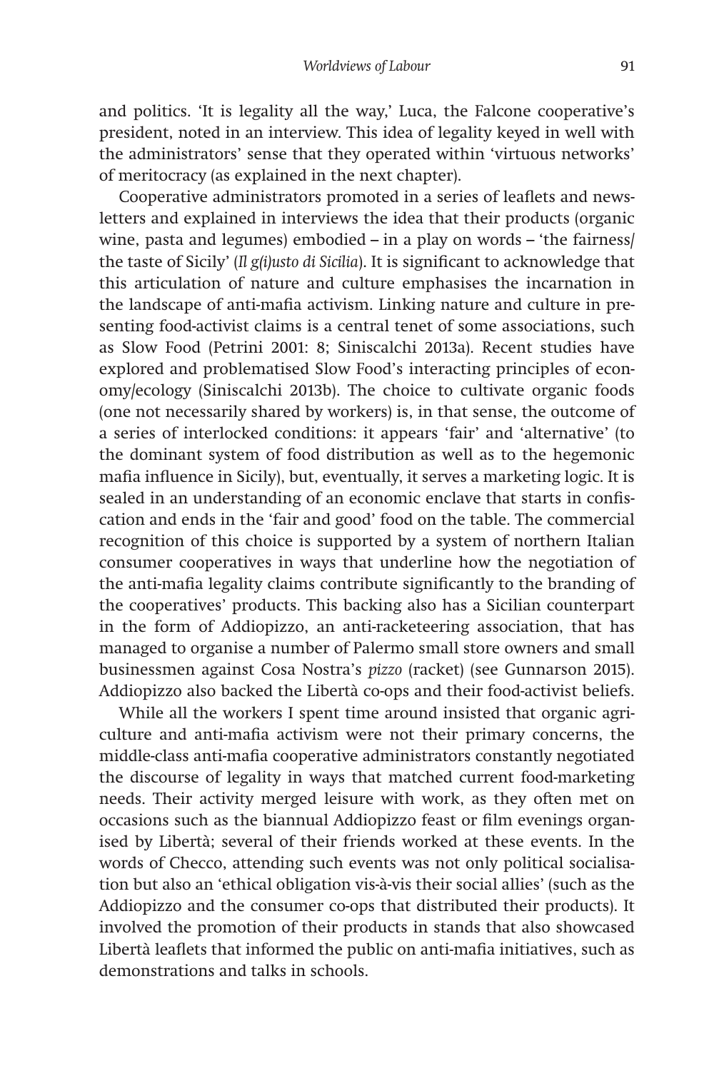and politics. 'It is legality all the way,' Luca, the Falcone cooperative's president, noted in an interview. This idea of legality keyed in well with the administrators' sense that they operated within 'virtuous networks' of meritocracy (as explained in the next chapter).

Cooperative administrators promoted in a series of leaflets and newsletters and explained in interviews the idea that their products (organic wine, pasta and legumes) embodied – in a play on words – 'the fairness/the taste of Sicily' (*Il g(i)usto di Sicilia*). It is significant to acknowledge that this articulation of nature and culture emphasises the incarnation in the landscape of anti-mafia activism. Linking nature and culture in presenting food-activist claims is a central tenet of some associations, such as Slow Food (Petrini 2001: 8; Siniscalchi 2013a). Recent studies have explored and problematised Slow Food's interacting principles of economy/ecology (Siniscalchi 2013b). The choice to cultivate organic foods (one not necessarily shared by workers) is, in that sense, the outcome of a series of interlocked conditions: it appears 'fair' and 'alternative' (to the dominant system of food distribution as well as to the hegemonic mafia influence in Sicily), but, eventually, it serves a marketing logic. It is sealed in an understanding of an economic enclave that starts in confiscation and ends in the 'fair and good' food on the table. The commercial recognition of this choice is supported by a system of northern Italian consumer cooperatives in ways that underline how the negotiation of the anti-mafia legality claims contribute significantly to the branding of the cooperatives' products. This backing also has a Sicilian counterpart in the form of Addiopizzo, an anti-racketeering association, that has managed to organise a number of Palermo small store owners and small businessmen against Cosa Nostra's *pizzo* (racket) (see Gunnarson 2015). Addiopizzo also backed the Libertà co-ops and their food-activist beliefs.

While all the workers I spent time around insisted that organic agriculture and anti-mafia activism were not their primary concerns, the middle-class anti-mafia cooperative administrators constantly negotiated the discourse of legality in ways that matched current food-marketing needs. Their activity merged leisure with work, as they often met on occasions such as the biannual Addiopizzo feast or film evenings organised by Libertà; several of their friends worked at these events. In the words of Checco, attending such events was not only political socialisation but also an 'ethical obligation vis-à-vis their social allies' (such as the Addiopizzo and the consumer co-ops that distributed their products). It involved the promotion of their products in stands that also showcased Libertà leaflets that informed the public on anti-mafia initiatives, such as demonstrations and talks in schools.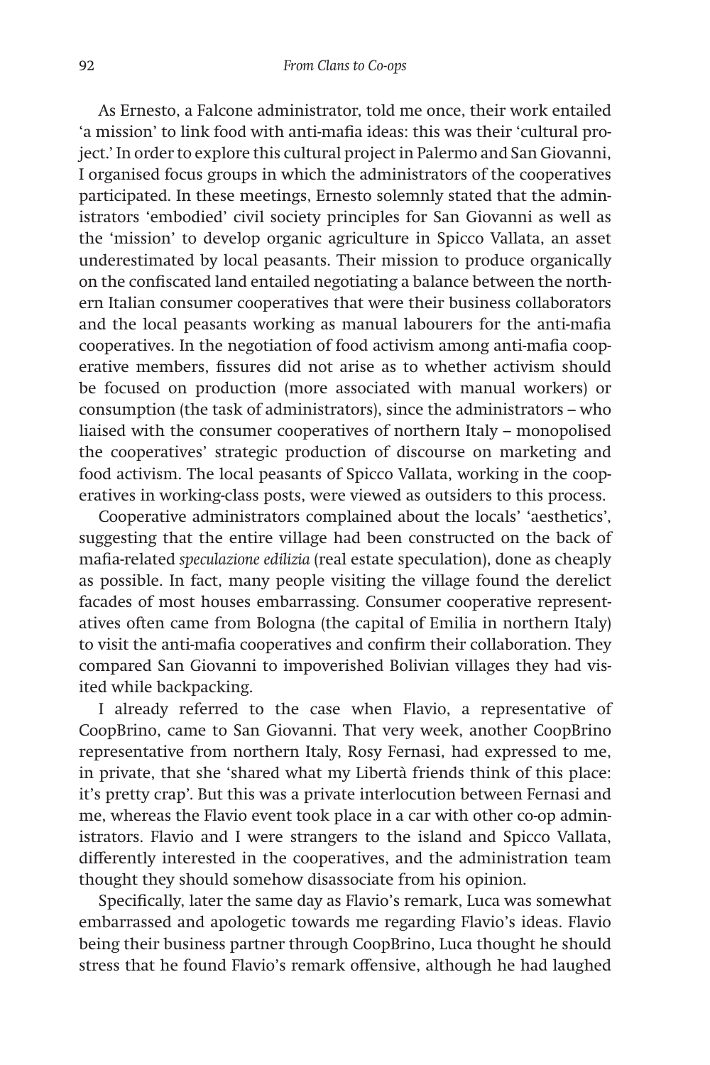As Ernesto, a Falcone administrator, told me once, their work entailed 'a mission' to link food with anti-mafia ideas: this was their 'cultural project.' In order to explore this cultural project in Palermo and San Giovanni, I organised focus groups in which the administrators of the cooperatives participated. In these meetings, Ernesto solemnly stated that the administrators 'embodied' civil society principles for San Giovanni as well as the 'mission' to develop organic agriculture in Spicco Vallata, an asset underestimated by local peasants. Their mission to produce organically on the confiscated land entailed negotiating a balance between the northern Italian consumer cooperatives that were their business collaborators and the local peasants working as manual labourers for the anti-mafia cooperatives. In the negotiation of food activism among anti-mafia cooperative members, fissures did not arise as to whether activism should be focused on production (more associated with manual workers) or consumption (the task of administrators), since the administrators – who liaised with the consumer cooperatives of northern Italy – monopolised the cooperatives' strategic production of discourse on marketing and food activism. The local peasants of Spicco Vallata, working in the cooperatives in working-class posts, were viewed as outsiders to this process.

Cooperative administrators complained about the locals' 'aesthetics', suggesting that the entire village had been constructed on the back of mafia-related *speculazione edilizia* (real estate speculation), done as cheaply as possible. In fact, many people visiting the village found the derelict facades of most houses embarrassing. Consumer cooperative representatives often came from Bologna (the capital of Emilia in northern Italy) to visit the anti-mafia cooperatives and confirm their collaboration. They compared San Giovanni to impoverished Bolivian villages they had visited while backpacking.

I already referred to the case when Flavio, a representative of CoopBrino, came to San Giovanni. That very week, another CoopBrino representative from northern Italy, Rosy Fernasi, had expressed to me, in private, that she 'shared what my Libertà friends think of this place: it's pretty crap'. But this was a private interlocution between Fernasi and me, whereas the Flavio event took place in a car with other co-op administrators. Flavio and I were strangers to the island and Spicco Vallata, differently interested in the cooperatives, and the administration team thought they should somehow disassociate from his opinion.

Specifically, later the same day as Flavio's remark, Luca was somewhat embarrassed and apologetic towards me regarding Flavio's ideas. Flavio being their business partner through CoopBrino, Luca thought he should stress that he found Flavio's remark offensive, although he had laughed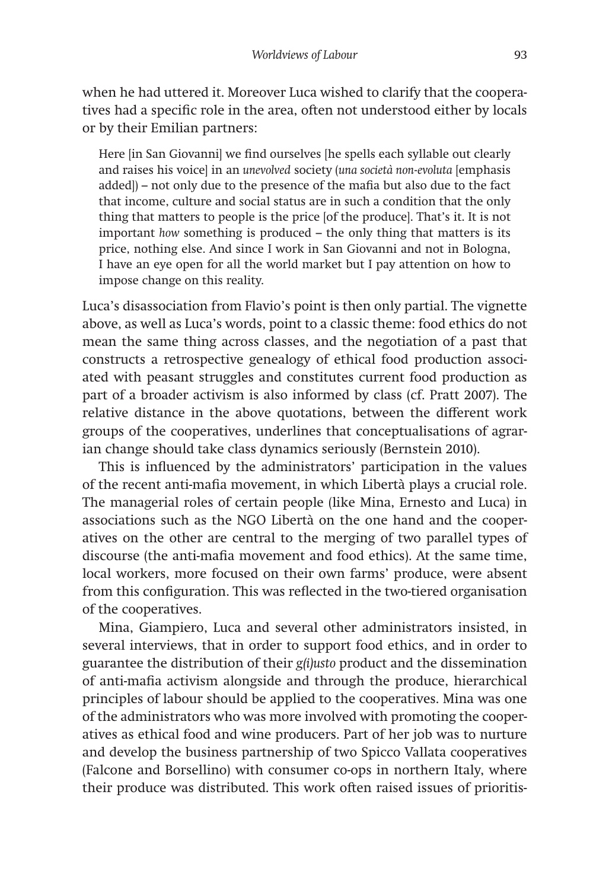when he had uttered it. Moreover Luca wished to clarify that the cooperatives had a specific role in the area, often not understood either by locals or by their Emilian partners:

> Here [in San Giovanni] we find ourselves [he spells each syllable out clearly and raises his voice] in an *unevolved* society (*una società non-evoluta* [emphasis added]) – not only due to the presence of the mafia but also due to the fact that income, culture and social status are in such a condition that the only thing that matters to people is the price [of the produce]. That's it. It is not important *how* something is produced – the only thing that matters is its price, nothing else. And since I work in San Giovanni and not in Bologna, I have an eye open for all the world market but I pay attention on how to impose change on this reality.

Luca's disassociation from Flavio's point is then only partial. The vignette above, as well as Luca's words, point to a classic theme: food ethics do not mean the same thing across classes, and the negotiation of a past that constructs a retrospective genealogy of ethical food production associated with peasant struggles and constitutes current food production as part of a broader activism is also informed by class (cf. Pratt 2007). The relative distance in the above quotations, between the different work groups of the cooperatives, underlines that conceptualisations of agrarian change should take class dynamics seriously (Bernstein 2010).

This is influenced by the administrators' participation in the values of the recent anti-mafia movement, in which Libertà plays a crucial role. The managerial roles of certain people (like Mina, Ernesto and Luca) in associations such as the NGO Libertà on the one hand and the cooperatives on the other are central to the merging of two parallel types of discourse (the anti-mafia movement and food ethics). At the same time, local workers, more focused on their own farms' produce, were absent from this configuration. This was reflected in the two-tiered organisation of the cooperatives.

Mina, Giampiero, Luca and several other administrators insisted, in several interviews, that in order to support food ethics, and in order to guarantee the distribution of their *g(i)usto* product and the dissemination of anti-mafia activism alongside and through the produce, hierarchical principles of labour should be applied to the cooperatives. Mina was one of the administrators who was more involved with promoting the cooperatives as ethical food and wine producers. Part of her job was to nurture and develop the business partnership of two Spicco Vallata cooperatives (Falcone and Borsellino) with consumer co-ops in northern Italy, where their produce was distributed. This work often raised issues of prioritis-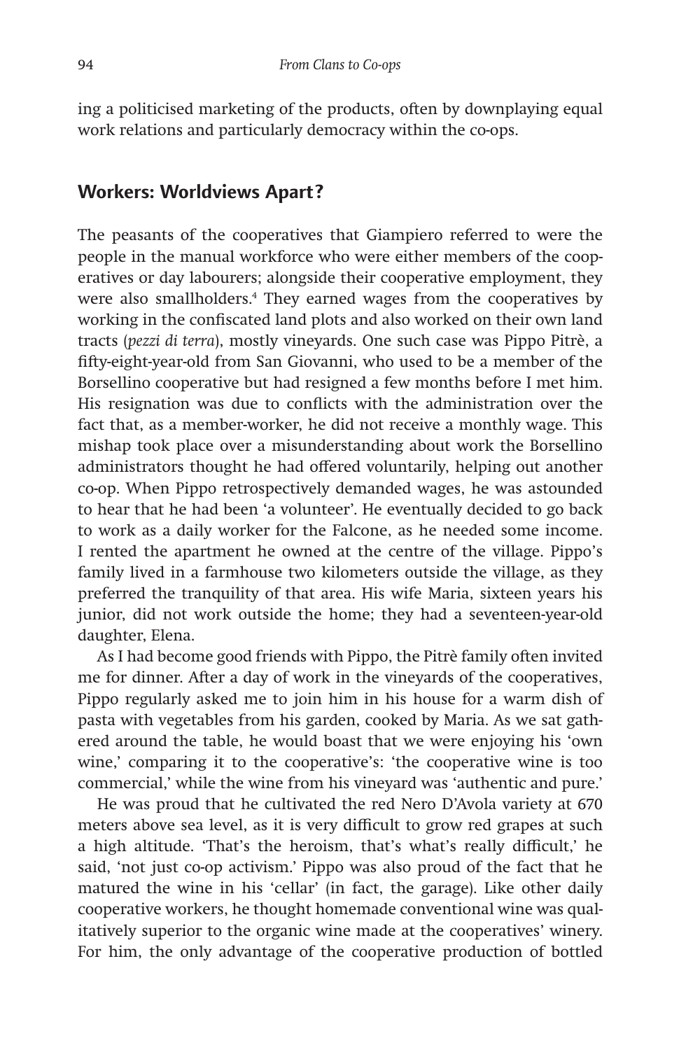ing a politicised marketing of the products, often by downplaying equal work relations and particularly democracy within the co-ops.

## Workers: Worldviews Apart?

The peasants of the cooperatives that Giampiero referred to were the people in the manual workforce who were either members of the cooperatives or day labourers; alongside their cooperative employment, they were also smallholders.[4] They earned wages from the cooperatives by working in the confiscated land plots and also worked on their own land tracts (*pezzi di terra*), mostly vineyards. One such case was Pippo Pitrè, a fifty-eight-year-old from San Giovanni, who used to be a member of the Borsellino cooperative but had resigned a few months before I met him. His resignation was due to conflicts with the administration over the fact that, as a member-worker, he did not receive a monthly wage. This mishap took place over a misunderstanding about work the Borsellino administrators thought he had offered voluntarily, helping out another co-op. When Pippo retrospectively demanded wages, he was astounded to hear that he had been 'a volunteer'. He eventually decided to go back to work as a daily worker for the Falcone, as he needed some income. I rented the apartment he owned at the centre of the village. Pippo's family lived in a farmhouse two kilometers outside the village, as they preferred the tranquility of that area. His wife Maria, sixteen years his junior, did not work outside the home; they had a seventeen-year-old daughter, Elena.

As I had become good friends with Pippo, the Pitrè family often invited me for dinner. After a day of work in the vineyards of the cooperatives, Pippo regularly asked me to join him in his house for a warm dish of pasta with vegetables from his garden, cooked by Maria. As we sat gathered around the table, he would boast that we were enjoying his 'own wine,' comparing it to the cooperative's: 'the cooperative wine is too commercial,' while the wine from his vineyard was 'authentic and pure.'

He was proud that he cultivated the red Nero D'Avola variety at 670 meters above sea level, as it is very difficult to grow red grapes at such a high altitude. 'That's the heroism, that's what's really difficult,' he said, 'not just co-op activism.' Pippo was also proud of the fact that he matured the wine in his 'cellar' (in fact, the garage). Like other daily cooperative workers, he thought homemade conventional wine was qualitatively superior to the organic wine made at the cooperatives' winery. For him, the only advantage of the cooperative production of bottled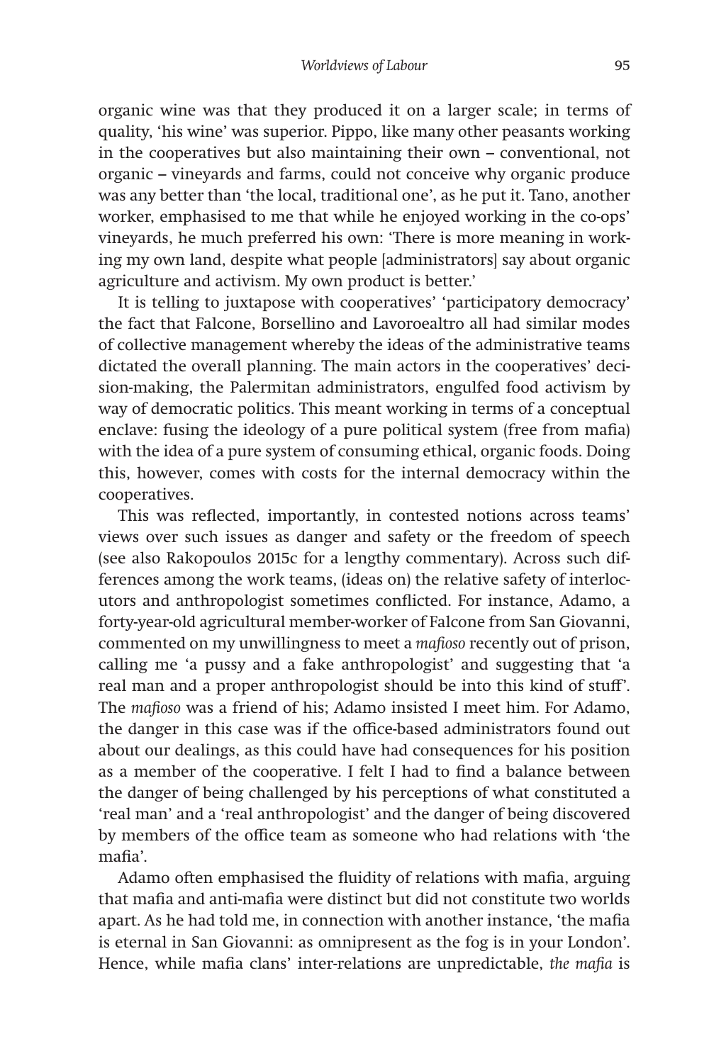organic wine was that they produced it on a larger scale; in terms of quality, 'his wine' was superior. Pippo, like many other peasants working in the cooperatives but also maintaining their own – conventional, not organic – vineyards and farms, could not conceive why organic produce was any better than 'the local, traditional one', as he put it. Tano, another worker, emphasised to me that while he enjoyed working in the co-ops' vineyards, he much preferred his own: 'There is more meaning in working my own land, despite what people [administrators] say about organic agriculture and activism. My own product is better.'

It is telling to juxtapose with cooperatives' 'participatory democracy' the fact that Falcone, Borsellino and Lavoroealtro all had similar modes of collective management whereby the ideas of the administrative teams dictated the overall planning. The main actors in the cooperatives' decision-making, the Palermitan administrators, engulfed food activism by way of democratic politics. This meant working in terms of a conceptual enclave: fusing the ideology of a pure political system (free from mafia) with the idea of a pure system of consuming ethical, organic foods. Doing this, however, comes with costs for the internal democracy within the cooperatives.

This was reflected, importantly, in contested notions across teams' views over such issues as danger and safety or the freedom of speech (see also Rakopoulos 2015c for a lengthy commentary). Across such differences among the work teams, (ideas on) the relative safety of interlocutors and anthropologist sometimes conflicted. For instance, Adamo, a forty-year-old agricultural member-worker of Falcone from San Giovanni, commented on my unwillingness to meet a *mafioso* recently out of prison, calling me 'a pussy and a fake anthropologist' and suggesting that 'a real man and a proper anthropologist should be into this kind of stuff'. The *mafioso* was a friend of his; Adamo insisted I meet him. For Adamo, the danger in this case was if the office-based administrators found out about our dealings, as this could have had consequences for his position as a member of the cooperative. I felt I had to find a balance between the danger of being challenged by his perceptions of what constituted a 'real man' and a 'real anthropologist' and the danger of being discovered by members of the office team as someone who had relations with 'the mafia'.

Adamo often emphasised the fluidity of relations with mafia, arguing that mafia and anti-mafia were distinct but did not constitute two worlds apart. As he had told me, in connection with another instance, 'the mafia is eternal in San Giovanni: as omnipresent as the fog is in your London'. Hence, while mafia clans' inter-relations are unpredictable, *the mafia* is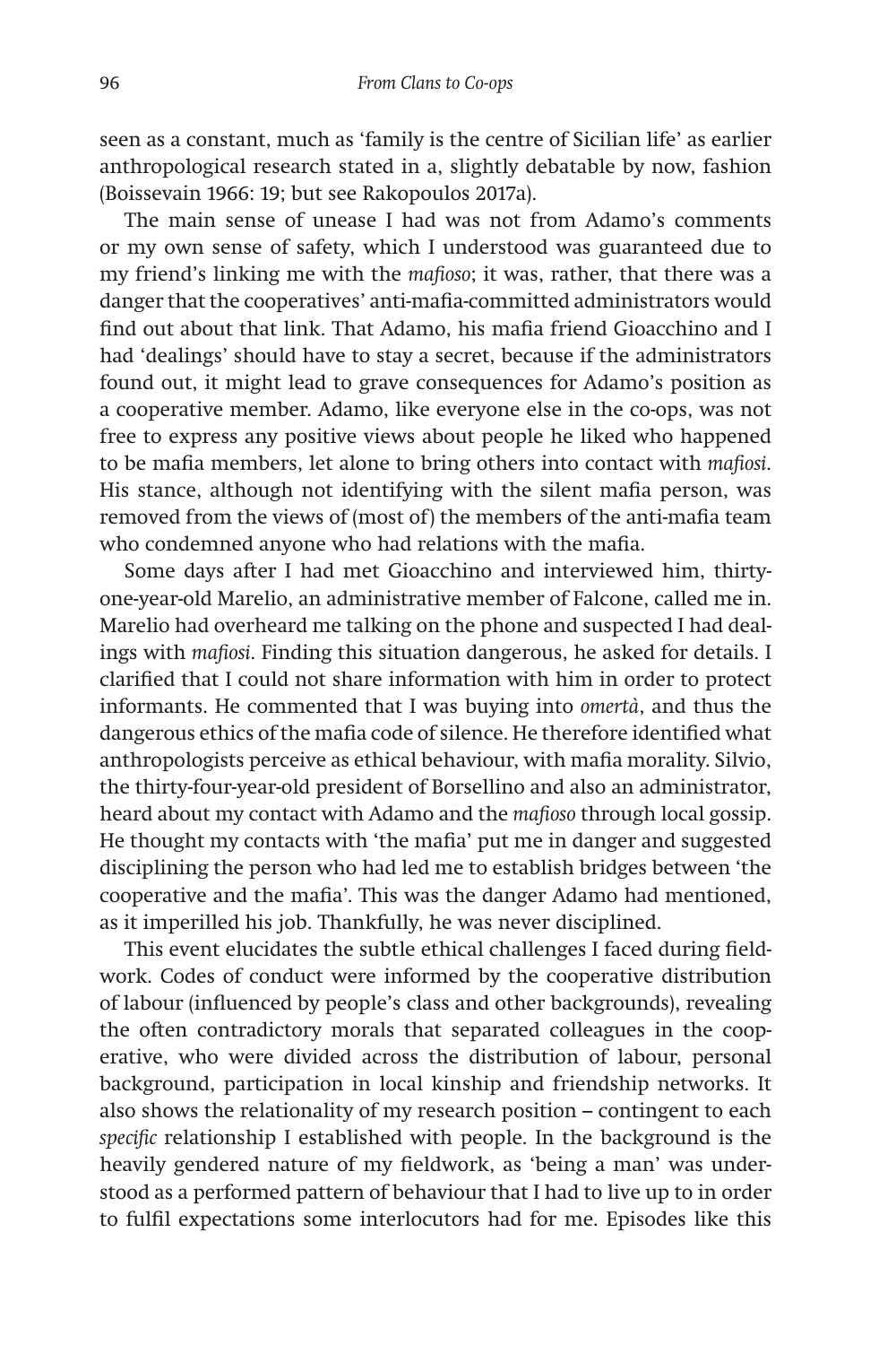seen as a constant, much as 'family is the centre of Sicilian life' as earlier anthropological research stated in a, slightly debatable by now, fashion (Boissevain 1966: 19; but see Rakopoulos 2017a).

The main sense of unease I had was not from Adamo's comments or my own sense of safety, which I understood was guaranteed due to my friend's linking me with the *mafioso*; it was, rather, that there was a danger that the cooperatives' anti-mafia-committed administrators would find out about that link. That Adamo, his mafia friend Gioacchino and I had 'dealings' should have to stay a secret, because if the administrators found out, it might lead to grave consequences for Adamo's position as a cooperative member. Adamo, like everyone else in the co-ops, was not free to express any positive views about people he liked who happened to be mafia members, let alone to bring others into contact with *mafiosi*. His stance, although not identifying with the silent mafia person, was removed from the views of (most of) the members of the anti-mafia team who condemned anyone who had relations with the mafia.

Some days after I had met Gioacchino and interviewed him, thirty-one-year-old Marelio, an administrative member of Falcone, called me in. Marelio had overheard me talking on the phone and suspected I had dealings with *mafiosi*. Finding this situation dangerous, he asked for details. I clarified that I could not share information with him in order to protect informants. He commented that I was buying into *omertà*, and thus the dangerous ethics of the mafia code of silence. He therefore identified what anthropologists perceive as ethical behaviour, with mafia morality. Silvio, the thirty-four-year-old president of Borsellino and also an administrator, heard about my contact with Adamo and the *mafioso* through local gossip. He thought my contacts with 'the mafia' put me in danger and suggested disciplining the person who had led me to establish bridges between 'the cooperative and the mafia'. This was the danger Adamo had mentioned, as it imperilled his job. Thankfully, he was never disciplined.

This event elucidates the subtle ethical challenges I faced during fieldwork. Codes of conduct were informed by the cooperative distribution of labour (influenced by people's class and other backgrounds), revealing the often contradictory morals that separated colleagues in the cooperative, who were divided across the distribution of labour, personal background, participation in local kinship and friendship networks. It also shows the relationality of my research position – contingent to each *specific* relationship I established with people. In the background is the heavily gendered nature of my fieldwork, as 'being a man' was understood as a performed pattern of behaviour that I had to live up to in order to fulfil expectations some interlocutors had for me. Episodes like this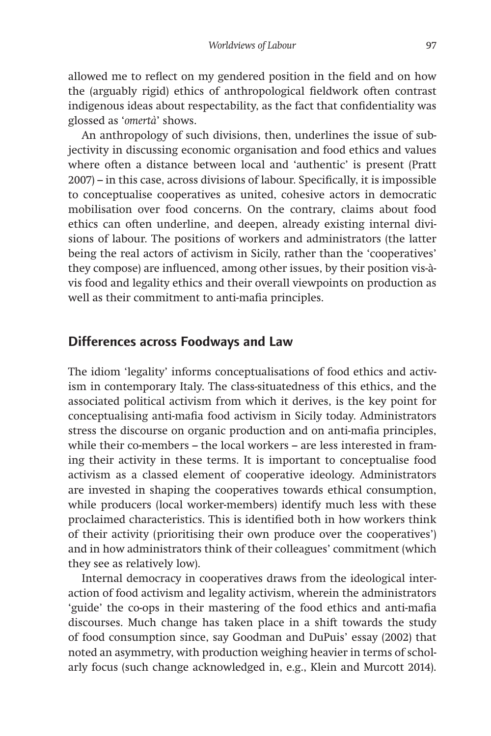allowed me to reflect on my gendered position in the field and on how the (arguably rigid) ethics of anthropological fieldwork often contrast indigenous ideas about respectability, as the fact that confidentiality was glossed as '*omertà*' shows.

An anthropology of such divisions, then, underlines the issue of subjectivity in discussing economic organisation and food ethics and values where often a distance between local and 'authentic' is present (Pratt 2007) – in this case, across divisions of labour. Specifically, it is impossible to conceptualise cooperatives as united, cohesive actors in democratic mobilisation over food concerns. On the contrary, claims about food ethics can often underline, and deepen, already existing internal divisions of labour. The positions of workers and administrators (the latter being the real actors of activism in Sicily, rather than the 'cooperatives' they compose) are influenced, among other issues, by their position vis-à-vis food and legality ethics and their overall viewpoints on production as well as their commitment to anti-mafia principles.

## Differences across Foodways and Law

The idiom 'legality' informs conceptualisations of food ethics and activism in contemporary Italy. The class-situatedness of this ethics, and the associated political activism from which it derives, is the key point for conceptualising anti-mafia food activism in Sicily today. Administrators stress the discourse on organic production and on anti-mafia principles, while their co-members – the local workers – are less interested in framing their activity in these terms. It is important to conceptualise food activism as a classed element of cooperative ideology. Administrators are invested in shaping the cooperatives towards ethical consumption, while producers (local worker-members) identify much less with these proclaimed characteristics. This is identified both in how workers think of their activity (prioritising their own produce over the cooperatives') and in how administrators think of their colleagues' commitment (which they see as relatively low).

Internal democracy in cooperatives draws from the ideological interaction of food activism and legality activism, wherein the administrators 'guide' the co-ops in their mastering of the food ethics and anti-mafia discourses. Much change has taken place in a shift towards the study of food consumption since, say Goodman and DuPuis' essay (2002) that noted an asymmetry, with production weighing heavier in terms of scholarly focus (such change acknowledged in, e.g., Klein and Murcott 2014).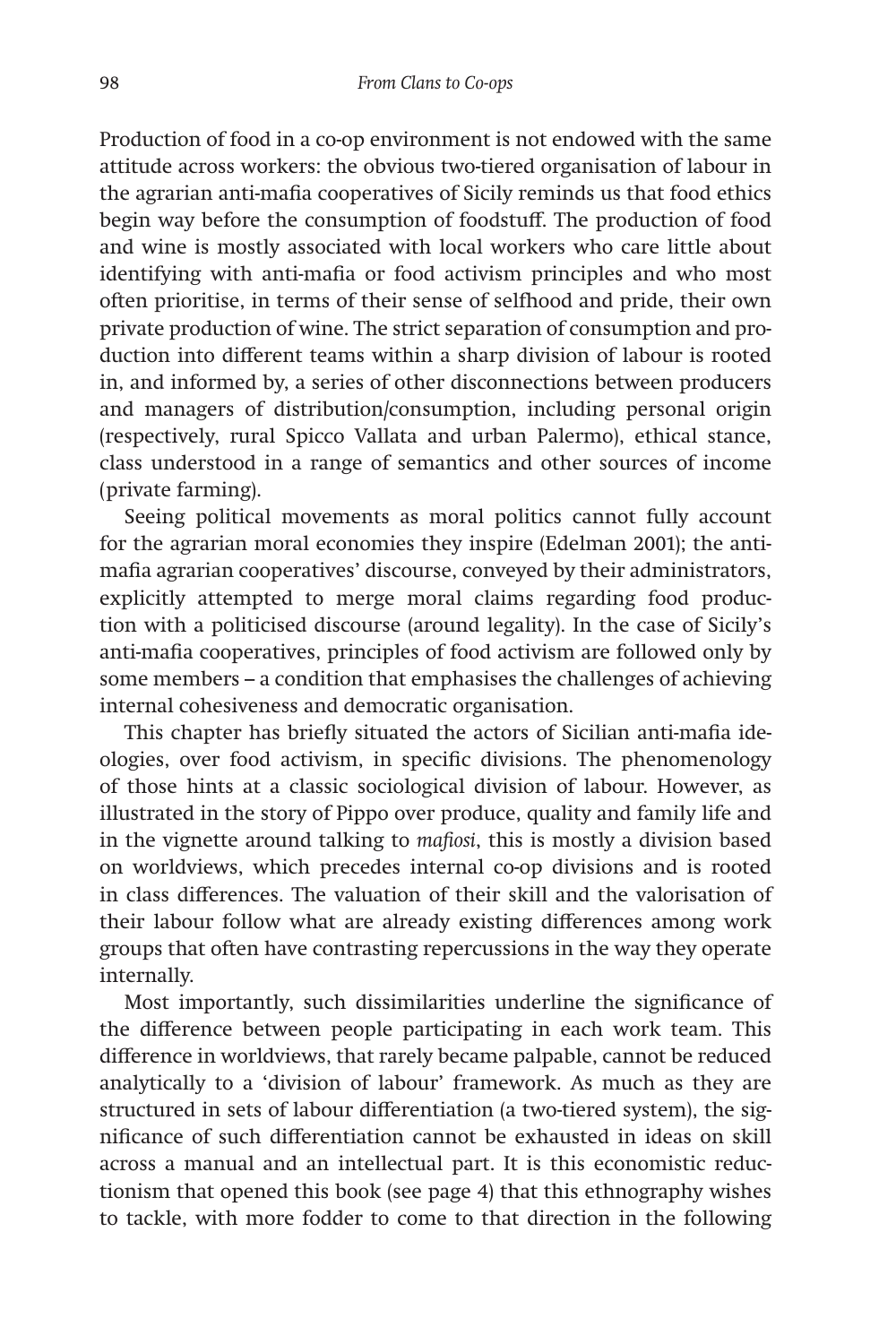Production of food in a co-op environment is not endowed with the same attitude across workers: the obvious two-tiered organisation of labour in the agrarian anti-mafia cooperatives of Sicily reminds us that food ethics begin way before the consumption of foodstuff. The production of food and wine is mostly associated with local workers who care little about identifying with anti-mafia or food activism principles and who most often prioritise, in terms of their sense of selfhood and pride, their own private production of wine. The strict separation of consumption and production into different teams within a sharp division of labour is rooted in, and informed by, a series of other disconnections between producers and managers of distribution/consumption, including personal origin (respectively, rural Spicco Vallata and urban Palermo), ethical stance, class understood in a range of semantics and other sources of income (private farming).

Seeing political movements as moral politics cannot fully account for the agrarian moral economies they inspire (Edelman 2001); the anti-mafia agrarian cooperatives' discourse, conveyed by their administrators, explicitly attempted to merge moral claims regarding food production with a politicised discourse (around legality). In the case of Sicily's anti-mafia cooperatives, principles of food activism are followed only by some members – a condition that emphasises the challenges of achieving internal cohesiveness and democratic organisation.

This chapter has briefly situated the actors of Sicilian anti-mafia ideologies, over food activism, in specific divisions. The phenomenology of those hints at a classic sociological division of labour. However, as illustrated in the story of Pippo over produce, quality and family life and in the vignette around talking to *mafiosi*, this is mostly a division based on worldviews, which precedes internal co-op divisions and is rooted in class differences. The valuation of their skill and the valorisation of their labour follow what are already existing differences among work groups that often have contrasting repercussions in the way they operate internally.

Most importantly, such dissimilarities underline the significance of the difference between people participating in each work team. This difference in worldviews, that rarely became palpable, cannot be reduced analytically to a 'division of labour' framework. As much as they are structured in sets of labour differentiation (a two-tiered system), the significance of such differentiation cannot be exhausted in ideas on skill across a manual and an intellectual part. It is this economistic reductionism that opened this book (see page 4) that this ethnography wishes to tackle, with more fodder to come to that direction in the following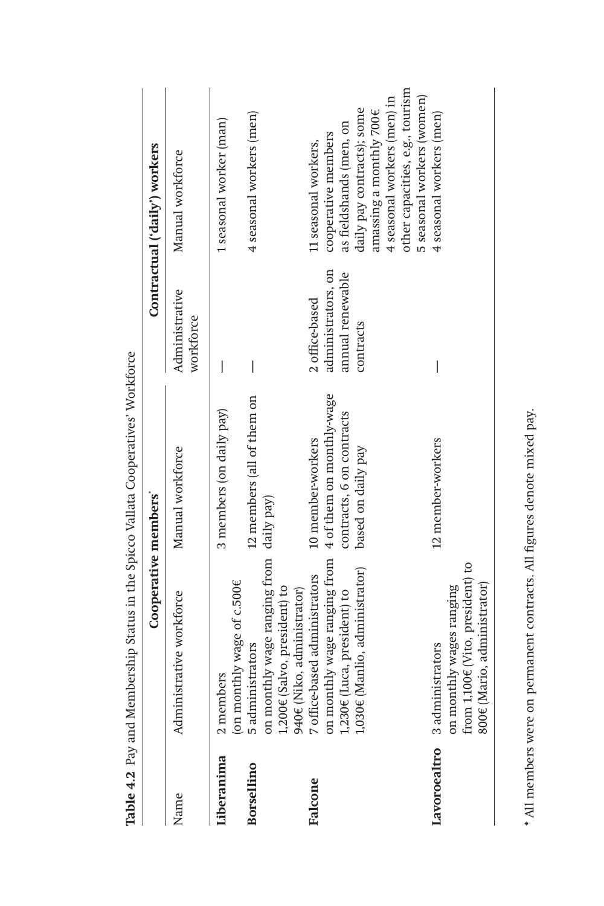**Table 4.2** Pay and Membership Status in the Spicco Vallata Cooperatives' Workforce

| | Cooperative members* | | Contractual ('daily') workers | |
|---|---|---|---|---|
| Name | Administrative workforce | Manual workforce | Administrative workforce | Manual workforce |
| **Liberanima** | 2 members (on monthly wage of c.500€ | 3 members (on daily pay) | — | 1 seasonal worker (man) |
| **Borsellino** | 5 administrators on monthly wage ranging from 1,200€ (Salvo, president) to 940€ (Niko, administrator) | 12 members (all of them on daily pay) | — | 4 seasonal workers (men) |
| **Falcone** | 7 office-based administrators on monthly wage ranging from 1,230€ (Luca, president) to 1,030€ (Manlio, administrator) | 10 member-workers 4 of them on monthly-wage contracts, 6 on contracts based on daily pay | 2 office-based administrators, on annual renewable contracts | 11 seasonal workers, cooperative members as fieldshands (men, on daily pay contracts); some amassing a monthly 700€ 4 seasonal workers (men) in other capacities, e.g., tourism 5 seasonal workers (women) |
| **Lavoroealtro** | 3 administrators on monthly wages ranging from 1,100€ (Vito, president) to 800€ (Mario, administrator) | 12 member-workers | — | 4 seasonal workers (men) |

* All members were on permanent contracts. All figures denote mixed pay.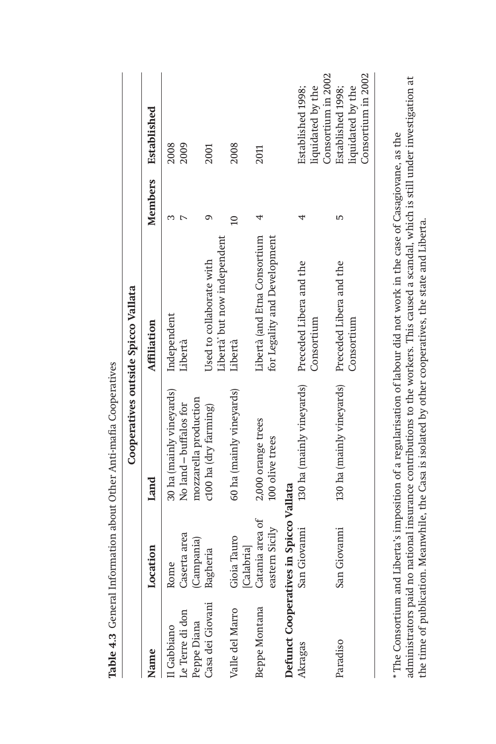**Table 4.3** General Information about Other Anti-mafia Cooperatives

| Name | Location | Land | Affiliation | Members | Established |
|---|---|---|---|---|---|
| | | **Cooperatives outside Spicco Vallata** | | | |
| Il Gabbiano | Rome | 30 ha (mainly vineyards) | Independent | 3 | 2008 |
| Le Terre di don Peppe Diana | Caserta area (Campania) | No land – buffalos for mozzarella production | Libertà | 7 | 2009 |
| Casa dei Giovani | Bagheria | c100 ha (dry farming) | Used to collaborate with Libertà* but now independent | 9 | 2001 |
| Valle del Marro | Gioia Tauro [Calabria] | 60 ha (mainly vineyards) | Libertà | 10 | 2008 |
| Beppe Montana | Catania area of eastern Sicily | 2,000 orange trees 100 olive trees | Libertà (and Etna Consortium for Legality and Development | 4 | 2011 |
| **Defunct Cooperatives in Spicco Vallata** | | | | | |
| Akragas | San Giovanni | 130 ha (mainly vineyards) | Preceded Libera and the Consortium | 4 | Established 1998; liquidated by the Consortium in 2002 |
| Paradiso | San Giovanni | 130 ha (mainly vineyards) | Preceded Libera and the Consortium | 5 | Established 1998; liquidated by the Consortium in 2002 |

\* The Consortium and Libertà's imposition of a regularisation of labour did not work in the case of Casagiovane, as the administrators paid no national insurance contributions to the workers. This caused a scandal, which is still under investigation at the time of publication. Meanwhile, the Casa is isolated by other cooperatives, the state and Libertà.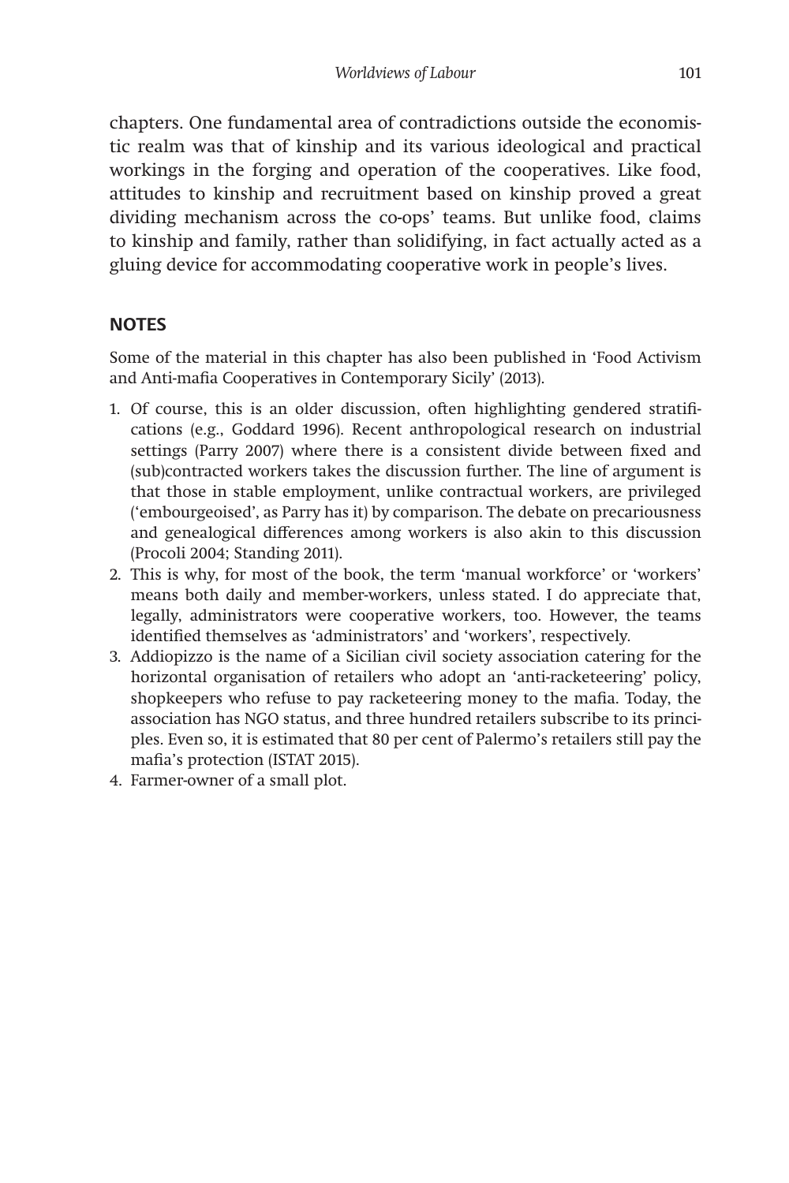chapters. One fundamental area of contradictions outside the economistic realm was that of kinship and its various ideological and practical workings in the forging and operation of the cooperatives. Like food, attitudes to kinship and recruitment based on kinship proved a great dividing mechanism across the co-ops' teams. But unlike food, claims to kinship and family, rather than solidifying, in fact actually acted as a gluing device for accommodating cooperative work in people's lives.

## NOTES

Some of the material in this chapter has also been published in 'Food Activism and Anti-mafia Cooperatives in Contemporary Sicily' (2013).

1. Of course, this is an older discussion, often highlighting gendered stratifications (e.g., Goddard 1996). Recent anthropological research on industrial settings (Parry 2007) where there is a consistent divide between fixed and (sub)contracted workers takes the discussion further. The line of argument is that those in stable employment, unlike contractual workers, are privileged ('embourgeoised', as Parry has it) by comparison. The debate on precariousness and genealogical differences among workers is also akin to this discussion (Procoli 2004; Standing 2011).
2. This is why, for most of the book, the term 'manual workforce' or 'workers' means both daily and member-workers, unless stated. I do appreciate that, legally, administrators were cooperative workers, too. However, the teams identified themselves as 'administrators' and 'workers', respectively.
3. Addiopizzo is the name of a Sicilian civil society association catering for the horizontal organisation of retailers who adopt an 'anti-racketeering' policy, shopkeepers who refuse to pay racketeering money to the mafia. Today, the association has NGO status, and three hundred retailers subscribe to its principles. Even so, it is estimated that 80 per cent of Palermo's retailers still pay the mafia's protection (ISTAT 2015).
4. Farmer-owner of a small plot.